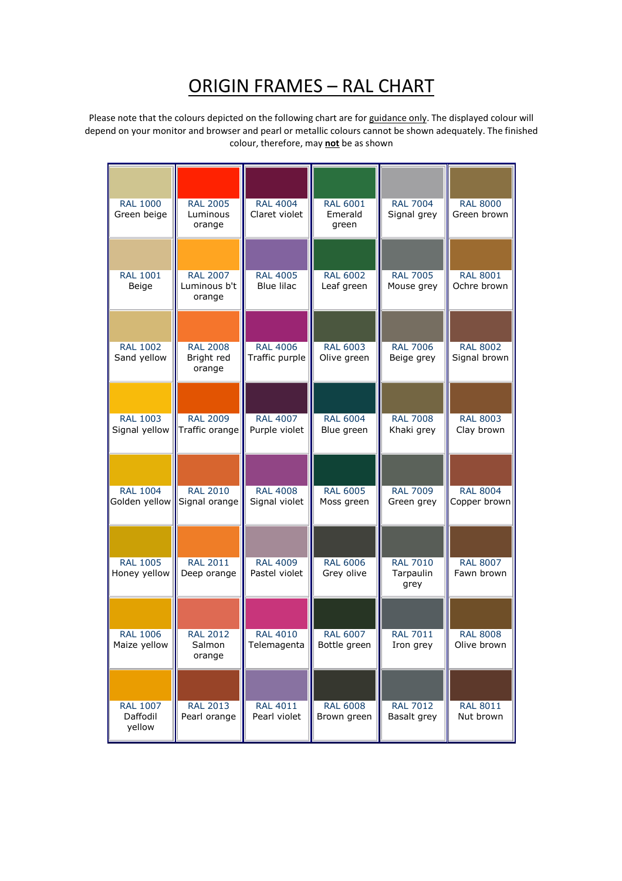# ORIGIN FRAMES – RAL CHART

Please note that the colours depicted on the following chart are for guidance only. The displayed colour will depend on your monitor and browser and pearl or metallic colours cannot be shown adequately. The finished colour, therefore, may **not** be as shown

| | | | | | |
|---|---|---|---|---|---|
| RAL 1000 Green beige | RAL 2005 Luminous orange | RAL 4004 Claret violet | RAL 6001 Emerald green | RAL 7004 Signal grey | RAL 8000 Green brown |
| RAL 1001 Beige | RAL 2007 Luminous b't orange | RAL 4005 Blue lilac | RAL 6002 Leaf green | RAL 7005 Mouse grey | RAL 8001 Ochre brown |
| RAL 1002 Sand yellow | RAL 2008 Bright red orange | RAL 4006 Traffic purple | RAL 6003 Olive green | RAL 7006 Beige grey | RAL 8002 Signal brown |
| RAL 1003 Signal yellow | RAL 2009 Traffic orange | RAL 4007 Purple violet | RAL 6004 Blue green | RAL 7008 Khaki grey | RAL 8003 Clay brown |
| RAL 1004 Golden yellow | RAL 2010 Signal orange | RAL 4008 Signal violet | RAL 6005 Moss green | RAL 7009 Green grey | RAL 8004 Copper brown |
| RAL 1005 Honey yellow | RAL 2011 Deep orange | RAL 4009 Pastel violet | RAL 6006 Grey olive | RAL 7010 Tarpaulin grey | RAL 8007 Fawn brown |
| RAL 1006 Maize yellow | RAL 2012 Salmon orange | RAL 4010 Telemagenta | RAL 6007 Bottle green | RAL 7011 Iron grey | RAL 8008 Olive brown |
| RAL 1007 Daffodil yellow | RAL 2013 Pearl orange | RAL 4011 Pearl violet | RAL 6008 Brown green | RAL 7012 Basalt grey | RAL 8011 Nut brown |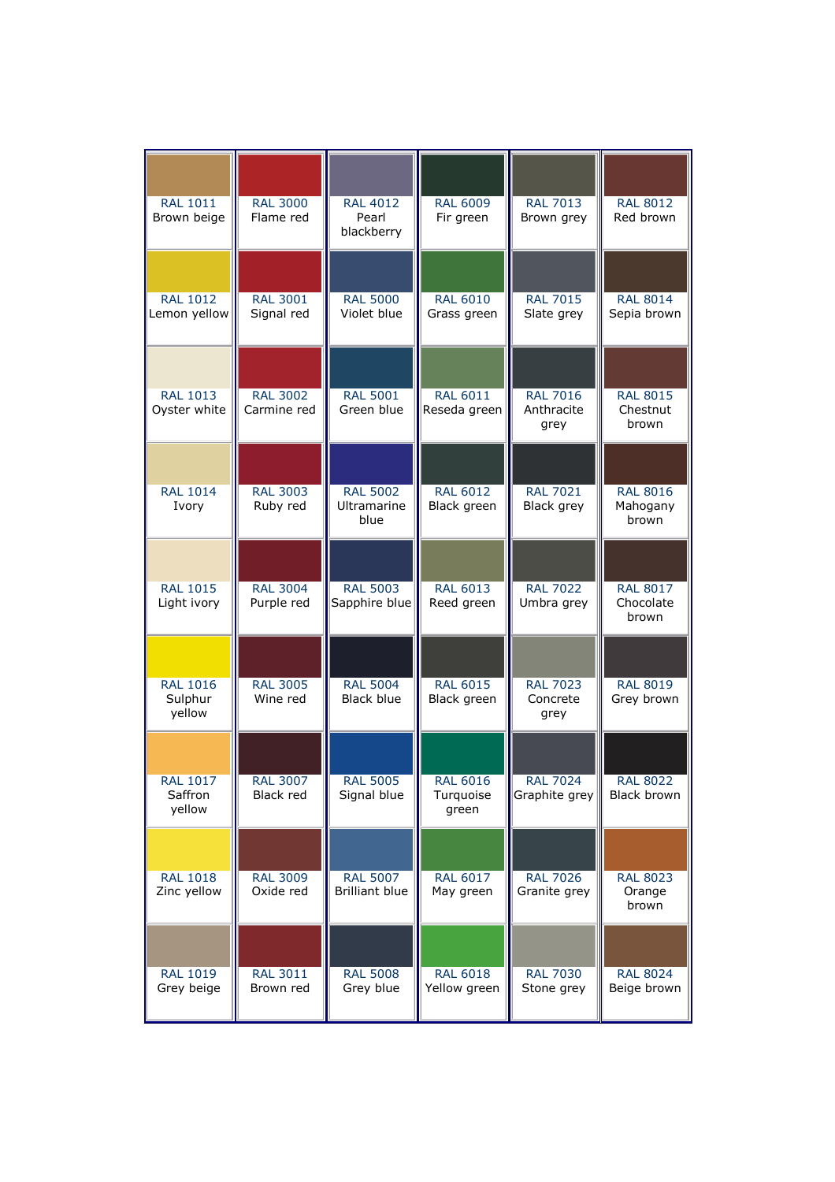| | | | | | |
|---|---|---|---|---|---|
| RAL 1011 Brown beige | RAL 3000 Flame red | RAL 4012 Pearl blackberry | RAL 6009 Fir green | RAL 7013 Brown grey | RAL 8012 Red brown |
| RAL 1012 Lemon yellow | RAL 3001 Signal red | RAL 5000 Violet blue | RAL 6010 Grass green | RAL 7015 Slate grey | RAL 8014 Sepia brown |
| RAL 1013 Oyster white | RAL 3002 Carmine red | RAL 5001 Green blue | RAL 6011 Reseda green | RAL 7016 Anthracite grey | RAL 8015 Chestnut brown |
| RAL 1014 Ivory | RAL 3003 Ruby red | RAL 5002 Ultramarine blue | RAL 6012 Black green | RAL 7021 Black grey | RAL 8016 Mahogany brown |
| RAL 1015 Light ivory | RAL 3004 Purple red | RAL 5003 Sapphire blue | RAL 6013 Reed green | RAL 7022 Umbra grey | RAL 8017 Chocolate brown |
| RAL 1016 Sulphur yellow | RAL 3005 Wine red | RAL 5004 Black blue | RAL 6015 Black green | RAL 7023 Concrete grey | RAL 8019 Grey brown |
| RAL 1017 Saffron yellow | RAL 3007 Black red | RAL 5005 Signal blue | RAL 6016 Turquoise green | RAL 7024 Graphite grey | RAL 8022 Black brown |
| RAL 1018 Zinc yellow | RAL 3009 Oxide red | RAL 5007 Brilliant blue | RAL 6017 May green | RAL 7026 Granite grey | RAL 8023 Orange brown |
| RAL 1019 Grey beige | RAL 3011 Brown red | RAL 5008 Grey blue | RAL 6018 Yellow green | RAL 7030 Stone grey | RAL 8024 Beige brown |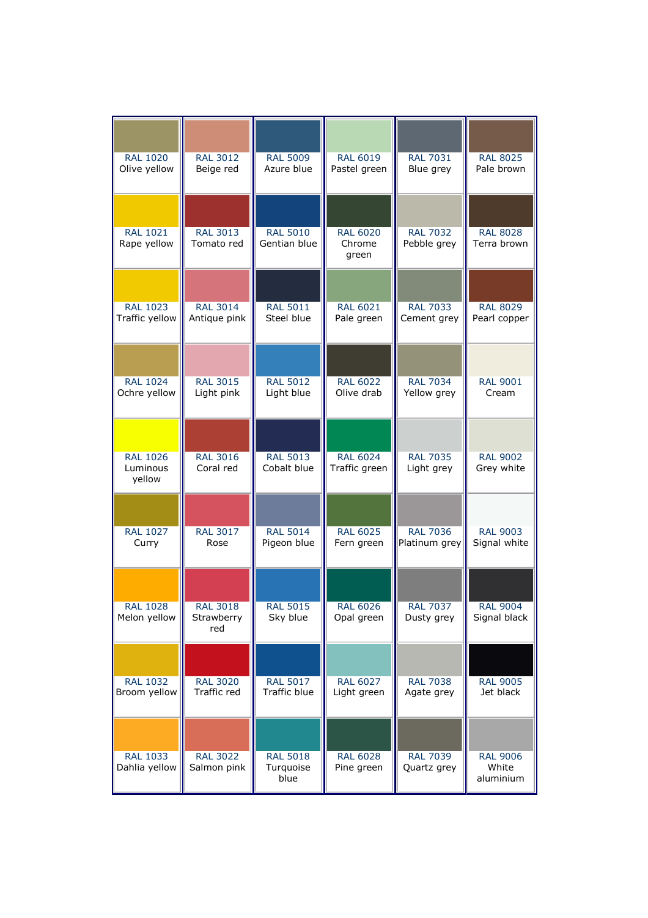| | | | | | |
|---|---|---|---|---|---|
| RAL 1020 Olive yellow | RAL 3012 Beige red | RAL 5009 Azure blue | RAL 6019 Pastel green | RAL 7031 Blue grey | RAL 8025 Pale brown |
| RAL 1021 Rape yellow | RAL 3013 Tomato red | RAL 5010 Gentian blue | RAL 6020 Chrome green | RAL 7032 Pebble grey | RAL 8028 Terra brown |
| RAL 1023 Traffic yellow | RAL 3014 Antique pink | RAL 5011 Steel blue | RAL 6021 Pale green | RAL 7033 Cement grey | RAL 8029 Pearl copper |
| RAL 1024 Ochre yellow | RAL 3015 Light pink | RAL 5012 Light blue | RAL 6022 Olive drab | RAL 7034 Yellow grey | RAL 9001 Cream |
| RAL 1026 Luminous yellow | RAL 3016 Coral red | RAL 5013 Cobalt blue | RAL 6024 Traffic green | RAL 7035 Light grey | RAL 9002 Grey white |
| RAL 1027 Curry | RAL 3017 Rose | RAL 5014 Pigeon blue | RAL 6025 Fern green | RAL 7036 Platinum grey | RAL 9003 Signal white |
| RAL 1028 Melon yellow | RAL 3018 Strawberry red | RAL 5015 Sky blue | RAL 6026 Opal green | RAL 7037 Dusty grey | RAL 9004 Signal black |
| RAL 1032 Broom yellow | RAL 3020 Traffic red | RAL 5017 Traffic blue | RAL 6027 Light green | RAL 7038 Agate grey | RAL 9005 Jet black |
| RAL 1033 Dahlia yellow | RAL 3022 Salmon pink | RAL 5018 Turquoise blue | RAL 6028 Pine green | RAL 7039 Quartz grey | RAL 9006 White aluminium |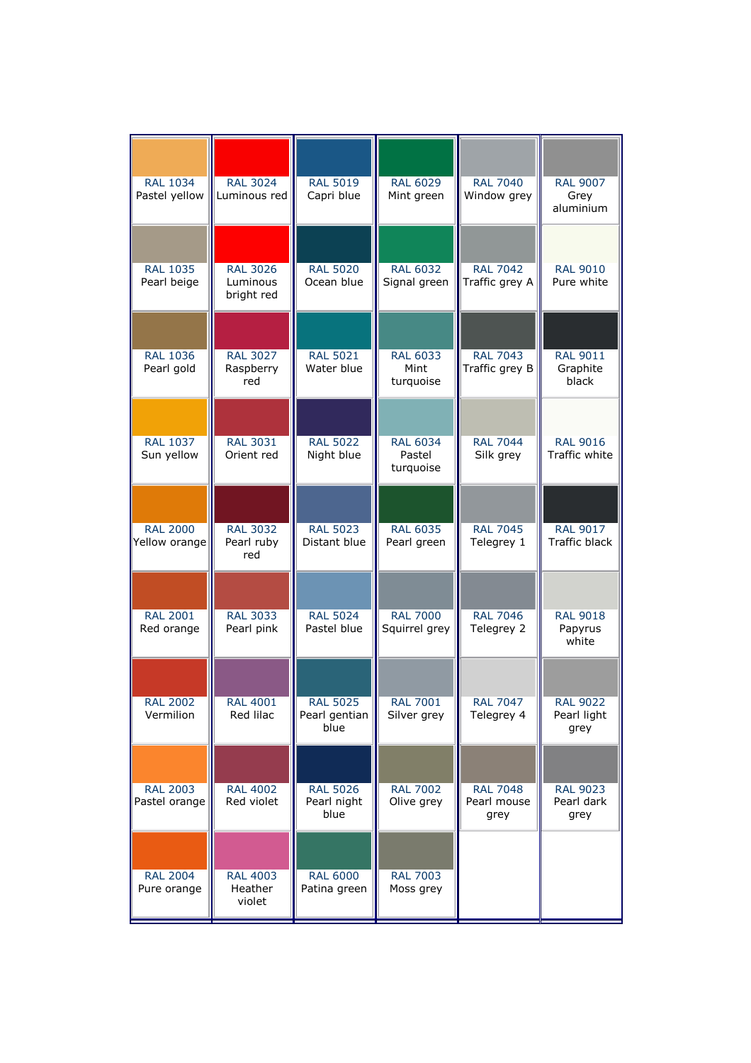| | | | | | |
|---|---|---|---|---|---|
| RAL 1034 Pastel yellow | RAL 3024 Luminous red | RAL 5019 Capri blue | RAL 6029 Mint green | RAL 7040 Window grey | RAL 9007 Grey aluminium |
| RAL 1035 Pearl beige | RAL 3026 Luminous bright red | RAL 5020 Ocean blue | RAL 6032 Signal green | RAL 7042 Traffic grey A | RAL 9010 Pure white |
| RAL 1036 Pearl gold | RAL 3027 Raspberry red | RAL 5021 Water blue | RAL 6033 Mint turquoise | RAL 7043 Traffic grey B | RAL 9011 Graphite black |
| RAL 1037 Sun yellow | RAL 3031 Orient red | RAL 5022 Night blue | RAL 6034 Pastel turquoise | RAL 7044 Silk grey | RAL 9016 Traffic white |
| RAL 2000 Yellow orange | RAL 3032 Pearl ruby red | RAL 5023 Distant blue | RAL 6035 Pearl green | RAL 7045 Telegrey 1 | RAL 9017 Traffic black |
| RAL 2001 Red orange | RAL 3033 Pearl pink | RAL 5024 Pastel blue | RAL 7000 Squirrel grey | RAL 7046 Telegrey 2 | RAL 9018 Papyrus white |
| RAL 2002 Vermilion | RAL 4001 Red lilac | RAL 5025 Pearl gentian blue | RAL 7001 Silver grey | RAL 7047 Telegrey 4 | RAL 9022 Pearl light grey |
| RAL 2003 Pastel orange | RAL 4002 Red violet | RAL 5026 Pearl night blue | RAL 7002 Olive grey | RAL 7048 Pearl mouse grey | RAL 9023 Pearl dark grey |
| RAL 2004 Pure orange | RAL 4003 Heather violet | RAL 6000 Patina green | RAL 7003 Moss grey | | |